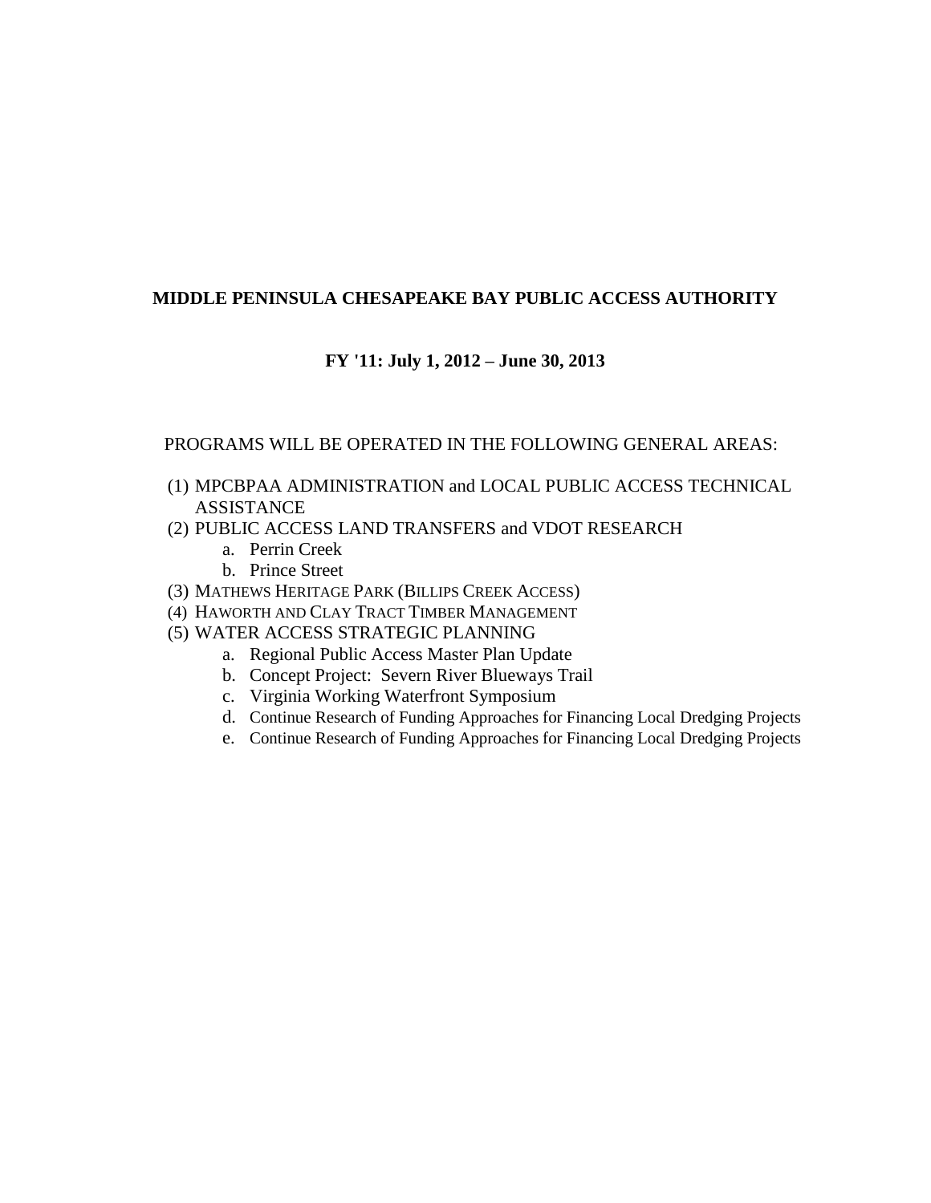**MIDDLE PENINSULA CHESAPEAKE BAY PUBLIC ACCESS AUTHORITY**

**FY '11: July 1, 2012 – June 30, 2013**

PROGRAMS WILL BE OPERATED IN THE FOLLOWING GENERAL AREAS:

(1) MPCBPAA ADMINISTRATION and LOCAL PUBLIC ACCESS TECHNICAL ASSISTANCE
(2) PUBLIC ACCESS LAND TRANSFERS and VDOT RESEARCH
   a. Perrin Creek
   b. Prince Street
(3) MATHEWS HERITAGE PARK (BILLIPS CREEK ACCESS)
(4) HAWORTH AND CLAY TRACT TIMBER MANAGEMENT
(5) WATER ACCESS STRATEGIC PLANNING
   a. Regional Public Access Master Plan Update
   b. Concept Project: Severn River Blueways Trail
   c. Virginia Working Waterfront Symposium
   d. Continue Research of Funding Approaches for Financing Local Dredging Projects
   e. Continue Research of Funding Approaches for Financing Local Dredging Projects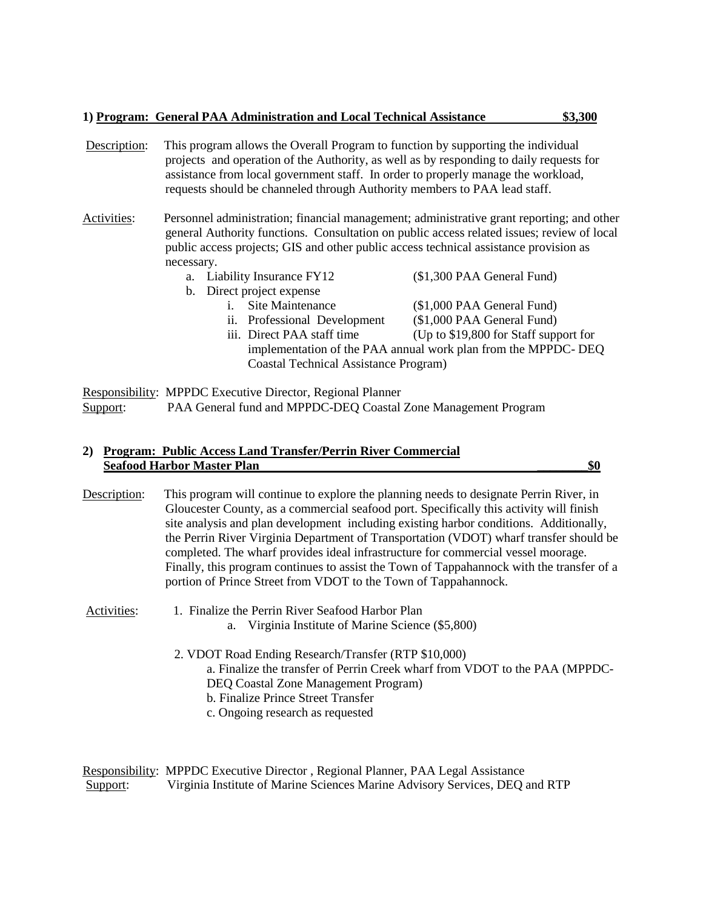### 1) **Program: General PAA Administration and Local Technical Assistance** **$3,300**

Description: This program allows the Overall Program to function by supporting the individual projects and operation of the Authority, as well as by responding to daily requests for assistance from local government staff. In order to properly manage the workload, requests should be channeled through Authority members to PAA lead staff.

Activities: Personnel administration; financial management; administrative grant reporting; and other general Authority functions. Consultation on public access related issues; review of local public access projects; GIS and other public access technical assistance provision as necessary.

a. Liability Insurance FY12 ($1,300 PAA General Fund)
b. Direct project expense
   i. Site Maintenance ($1,000 PAA General Fund)
   ii. Professional Development ($1,000 PAA General Fund)
   iii. Direct PAA staff time (Up to $19,800 for Staff support for implementation of the PAA annual work plan from the MPPDC- DEQ Coastal Technical Assistance Program)

Responsibility: MPPDC Executive Director, Regional Planner
Support: PAA General fund and MPPDC-DEQ Coastal Zone Management Program

### 2) **Program: Public Access Land Transfer/Perrin River Commercial Seafood Harbor Master Plan** **$0**

Description: This program will continue to explore the planning needs to designate Perrin River, in Gloucester County, as a commercial seafood port. Specifically this activity will finish site analysis and plan development including existing harbor conditions. Additionally, the Perrin River Virginia Department of Transportation (VDOT) wharf transfer should be completed. The wharf provides ideal infrastructure for commercial vessel moorage. Finally, this program continues to assist the Town of Tappahannock with the transfer of a portion of Prince Street from VDOT to the Town of Tappahannock.

Activities:

1. Finalize the Perrin River Seafood Harbor Plan
   a. Virginia Institute of Marine Science ($5,800)

2. VDOT Road Ending Research/Transfer (RTP $10,000)
   a. Finalize the transfer of Perrin Creek wharf from VDOT to the PAA (MPPDC-DEQ Coastal Zone Management Program)
   b. Finalize Prince Street Transfer
   c. Ongoing research as requested

Responsibility: MPPDC Executive Director , Regional Planner, PAA Legal Assistance
Support: Virginia Institute of Marine Sciences Marine Advisory Services, DEQ and RTP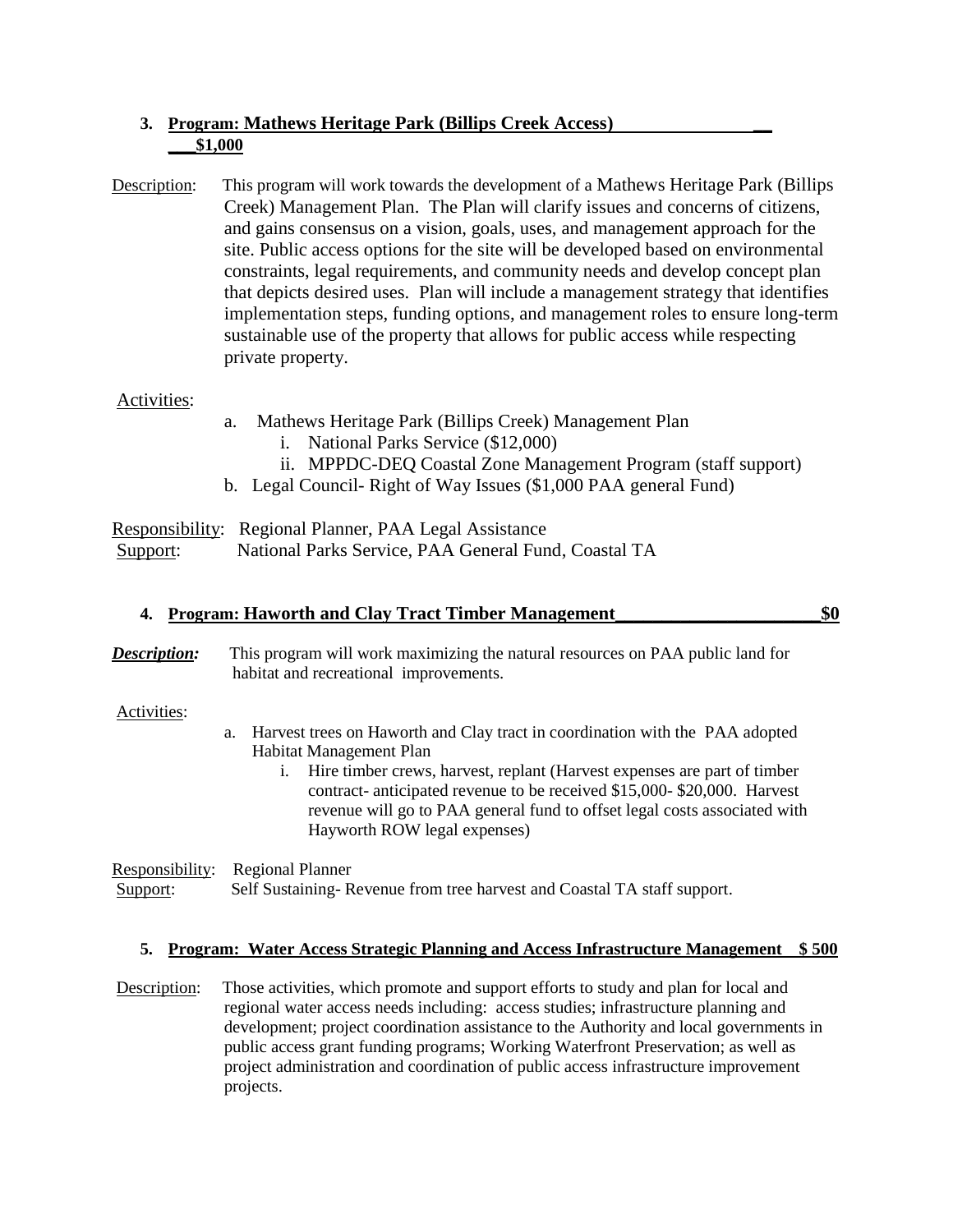### 3. Program: Mathews Heritage Park (Billips Creek Access) $1,000

Description: This program will work towards the development of a Mathews Heritage Park (Billips Creek) Management Plan. The Plan will clarify issues and concerns of citizens, and gains consensus on a vision, goals, uses, and management approach for the site. Public access options for the site will be developed based on environmental constraints, legal requirements, and community needs and develop concept plan that depicts desired uses. Plan will include a management strategy that identifies implementation steps, funding options, and management roles to ensure long-term sustainable use of the property that allows for public access while respecting private property.

Activities:

a. Mathews Heritage Park (Billips Creek) Management Plan
   i. National Parks Service ($12,000)
   ii. MPPDC-DEQ Coastal Zone Management Program (staff support)
b. Legal Council- Right of Way Issues ($1,000 PAA general Fund)

Responsibility: Regional Planner, PAA Legal Assistance
Support: National Parks Service, PAA General Fund, Coastal TA

### 4. Program: Haworth and Clay Tract Timber Management $0

***Description:*** This program will work maximizing the natural resources on PAA public land for habitat and recreational improvements.

Activities:

a. Harvest trees on Haworth and Clay tract in coordination with the PAA adopted Habitat Management Plan
   i. Hire timber crews, harvest, replant (Harvest expenses are part of timber contract- anticipated revenue to be received $15,000- $20,000. Harvest revenue will go to PAA general fund to offset legal costs associated with Hayworth ROW legal expenses)

Responsibility: Regional Planner
Support: Self Sustaining- Revenue from tree harvest and Coastal TA staff support.

### 5. Program: Water Access Strategic Planning and Access Infrastructure Management $ 500

Description: Those activities, which promote and support efforts to study and plan for local and regional water access needs including: access studies; infrastructure planning and development; project coordination assistance to the Authority and local governments in public access grant funding programs; Working Waterfront Preservation; as well as project administration and coordination of public access infrastructure improvement projects.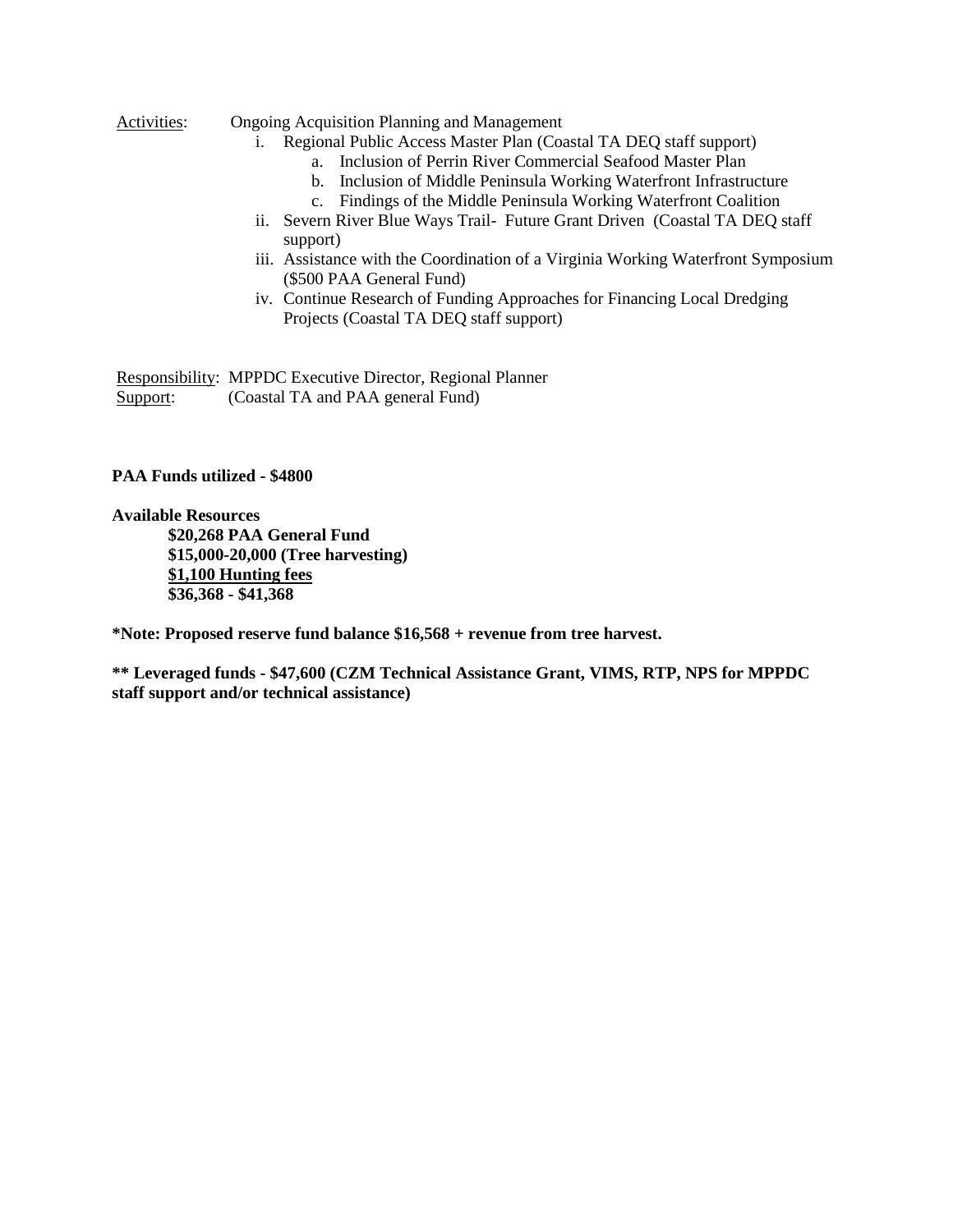Activities: Ongoing Acquisition Planning and Management

i. Regional Public Access Master Plan (Coastal TA DEQ staff support)
    a. Inclusion of Perrin River Commercial Seafood Master Plan
    b. Inclusion of Middle Peninsula Working Waterfront Infrastructure
    c. Findings of the Middle Peninsula Working Waterfront Coalition
ii. Severn River Blue Ways Trail- Future Grant Driven (Coastal TA DEQ staff support)
iii. Assistance with the Coordination of a Virginia Working Waterfront Symposium ($500 PAA General Fund)
iv. Continue Research of Funding Approaches for Financing Local Dredging Projects (Coastal TA DEQ staff support)

Responsibility: MPPDC Executive Director, Regional Planner
Support: (Coastal TA and PAA general Fund)

**PAA Funds utilized - $4800**

**Available Resources**

**$20,268 PAA General Fund**
**$15,000-20,000 (Tree harvesting)**
**$1,100 Hunting fees**
**$36,368 - $41,368**

***Note: Proposed reserve fund balance $16,568 + revenue from tree harvest.**

**** Leveraged funds - $47,600 (CZM Technical Assistance Grant, VIMS, RTP, NPS for MPPDC staff support and/or technical assistance)**